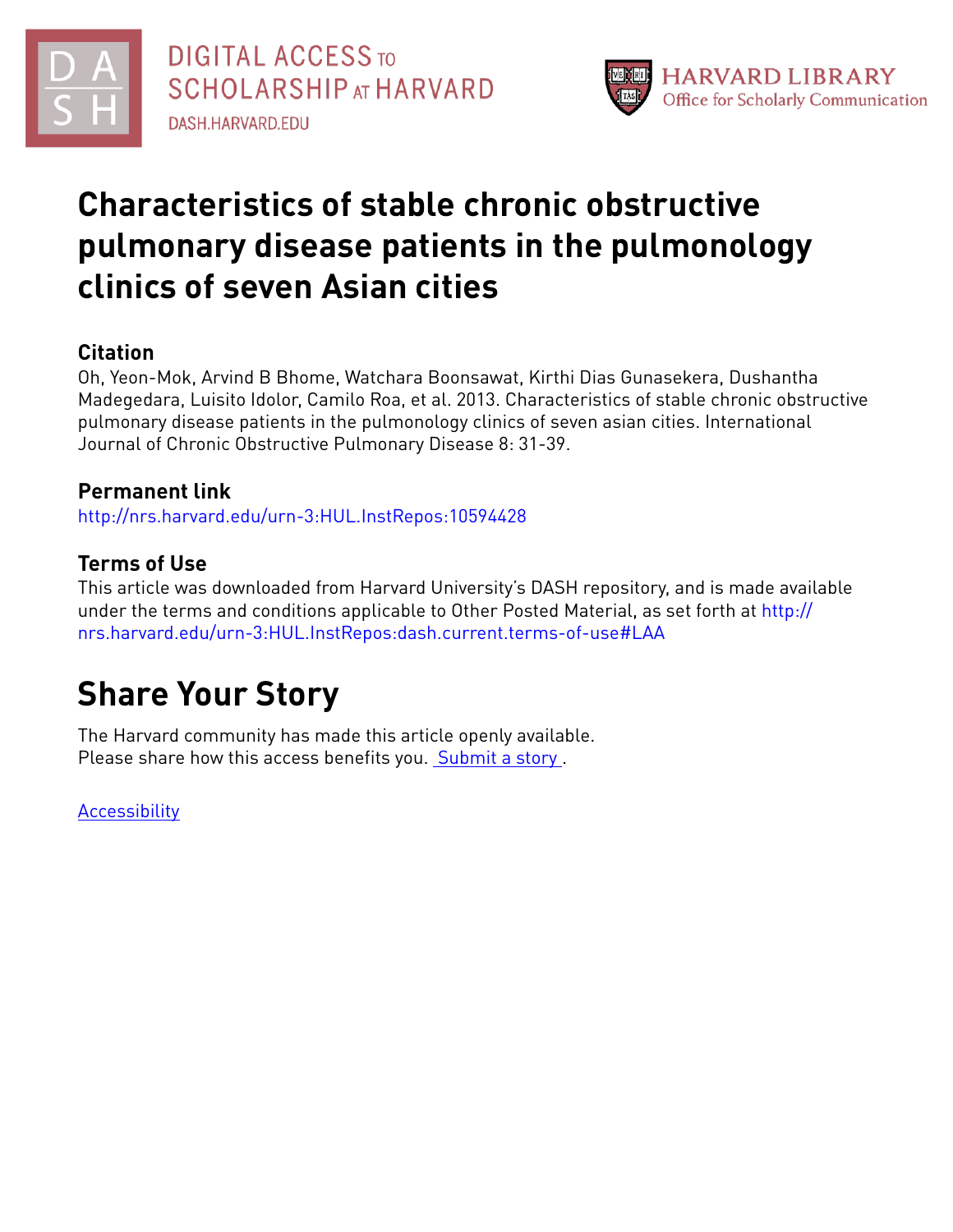DIGITAL ACCESS TO SCHOLARSHIP AT HARVARD
DASH.HARVARD.EDU

HARVARD LIBRARY
Office for Scholarly Communication

# Characteristics of stable chronic obstructive pulmonary disease patients in the pulmonology clinics of seven Asian cities

## Citation

Oh, Yeon-Mok, Arvind B Bhome, Watchara Boonsawat, Kirthi Dias Gunasekera, Dushantha Madegedara, Luisito Idolor, Camilo Roa, et al. 2013. Characteristics of stable chronic obstructive pulmonary disease patients in the pulmonology clinics of seven asian cities. International Journal of Chronic Obstructive Pulmonary Disease 8: 31-39.

## Permanent link

http://nrs.harvard.edu/urn-3:HUL.InstRepos:10594428

## Terms of Use

This article was downloaded from Harvard University's DASH repository, and is made available under the terms and conditions applicable to Other Posted Material, as set forth at http://nrs.harvard.edu/urn-3:HUL.InstRepos:dash.current.terms-of-use#LAA

# Share Your Story

The Harvard community has made this article openly available.
Please share how this access benefits you. Submit a story .

Accessibility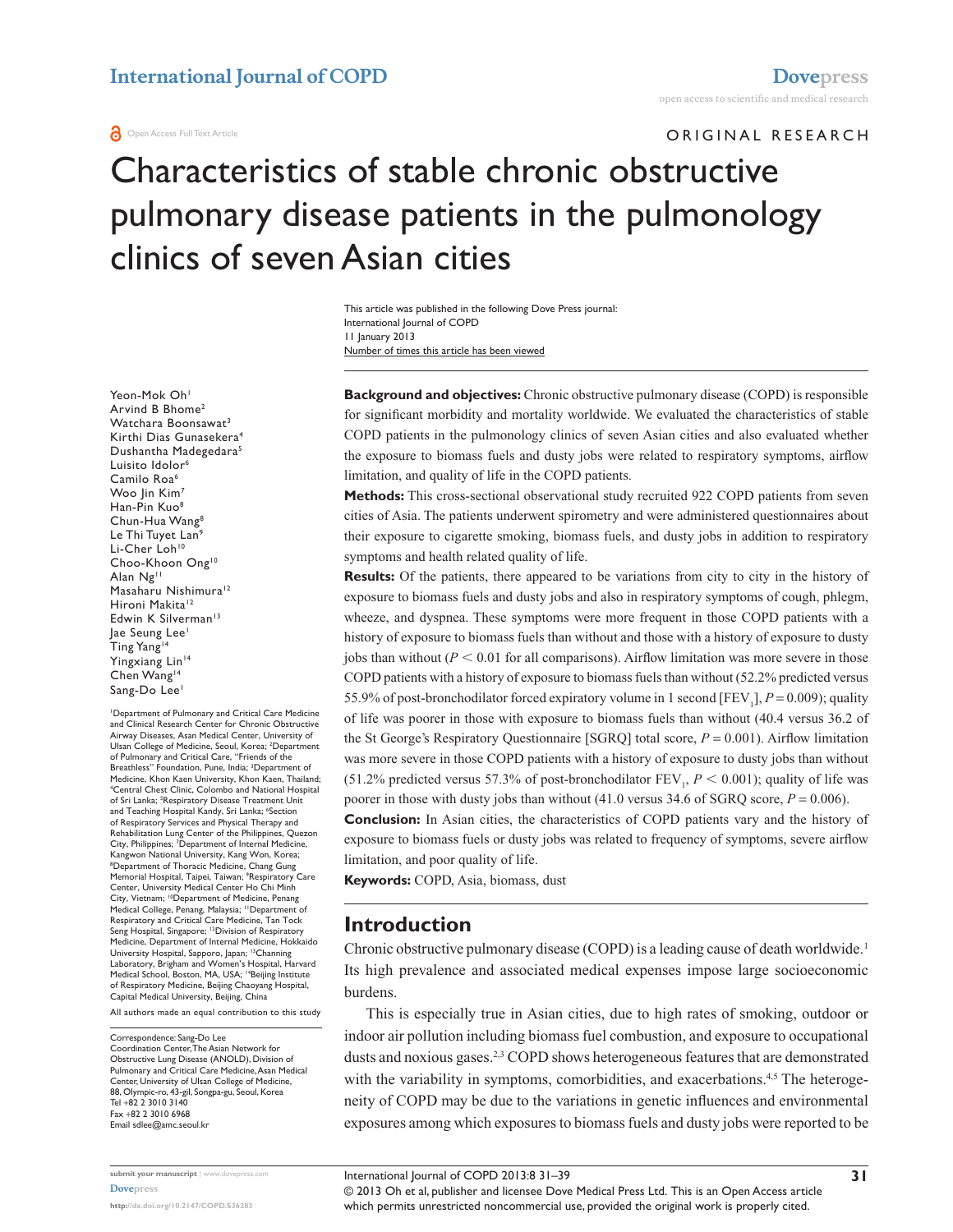# Characteristics of stable chronic obstructive pulmonary disease patients in the pulmonology clinics of seven Asian cities

This article was published in the following Dove Press journal:
International Journal of COPD
11 January 2013
Number of times this article has been viewed

Yeon-Mok Oh[1]
Arvind B Bhome[2]
Watchara Boonsawat[3]
Kirthi Dias Gunasekera[4]
Dushantha Madegedara[5]
Luisito Idolor[6]
Camilo Roa[6]
Woo Jin Kim[7]
Han-Pin Kuo[8]
Chun-Hua Wang[8]
Le Thi Tuyet Lan[9]
Li-Cher Loh[10]
Choo-Khoon Ong[10]
Alan Ng[11]
Masaharu Nishimura[12]
Hironi Makita[12]
Edwin K Silverman[13]
Jae Seung Lee[1]
Ting Yang[14]
Yingxiang Lin[14]
Chen Wang[14]
Sang-Do Lee[1]

[1]Department of Pulmonary and Critical Care Medicine and Clinical Research Center for Chronic Obstructive Airway Diseases, Asan Medical Center, University of Ulsan College of Medicine, Seoul, Korea; [2]Department of Pulmonary and Critical Care, "Friends of the Breathless" Foundation, Pune, India; [3]Department of Medicine, Khon Kaen University, Khon Kaen, Thailand; [4]Central Chest Clinic, Colombo and National Hospital of Sri Lanka; [5]Respiratory Disease Treatment Unit and Teaching Hospital Kandy, Sri Lanka; [6]Section of Respiratory Services and Physical Therapy and Rehabilitation Lung Center of the Philippines, Quezon City, Philippines; [7]Department of Internal Medicine, Kangwon National University, Kang Won, Korea; [8]Department of Thoracic Medicine, Chang Gung Memorial Hospital, Taipei, Taiwan; [9]Respiratory Care Center, University Medical Center Ho Chi Minh City, Vietnam; [10]Department of Medicine, Penang Medical College, Penang, Malaysia; [11]Department of Respiratory and Critical Care Medicine, Tan Tock Seng Hospital, Singapore; [12]Division of Respiratory Medicine, Department of Internal Medicine, Hokkaido University Hospital, Sapporo, Japan; [13]Channing Laboratory, Brigham and Women's Hospital, Harvard Medical School, Boston, MA, USA; [14]Beijing Institute of Respiratory Medicine, Beijing Chaoyang Hospital, Capital Medical University, Beijing, China

All authors made an equal contribution to this study

Correspondence: Sang-Do Lee
Coordination Center, The Asian Network for Obstructive Lung Disease (ANOLD), Division of Pulmonary and Critical Care Medicine, Asan Medical Center, University of Ulsan College of Medicine, 88, Olympic-ro, 43-gil, Songpa-gu, Seoul, Korea
Tel +82 2 3010 3140
Fax +82 2 3010 6968
Email sdlee@amc.seoul.kr

**Background and objectives:** Chronic obstructive pulmonary disease (COPD) is responsible for significant morbidity and mortality worldwide. We evaluated the characteristics of stable COPD patients in the pulmonology clinics of seven Asian cities and also evaluated whether the exposure to biomass fuels and dusty jobs were related to respiratory symptoms, airflow limitation, and quality of life in the COPD patients.

**Methods:** This cross-sectional observational study recruited 922 COPD patients from seven cities of Asia. The patients underwent spirometry and were administered questionnaires about their exposure to cigarette smoking, biomass fuels, and dusty jobs in addition to respiratory symptoms and health related quality of life.

**Results:** Of the patients, there appeared to be variations from city to city in the history of exposure to biomass fuels and dusty jobs and also in respiratory symptoms of cough, phlegm, wheeze, and dyspnea. These symptoms were more frequent in those COPD patients with a history of exposure to biomass fuels than without and those with a history of exposure to dusty jobs than without ($P < 0.01$ for all comparisons). Airflow limitation was more severe in those COPD patients with a history of exposure to biomass fuels than without (52.2% predicted versus 55.9% of post-bronchodilator forced expiratory volume in 1 second [$FEV_1$], $P = 0.009$); quality of life was poorer in those with exposure to biomass fuels than without (40.4 versus 36.2 of the St George's Respiratory Questionnaire [SGRQ] total score, $P = 0.001$). Airflow limitation was more severe in those COPD patients with a history of exposure to dusty jobs than without (51.2% predicted versus 57.3% of post-bronchodilator $FEV_1$, $P < 0.001$); quality of life was poorer in those with dusty jobs than without (41.0 versus 34.6 of SGRQ score, $P = 0.006$).

**Conclusion:** In Asian cities, the characteristics of COPD patients vary and the history of exposure to biomass fuels or dusty jobs was related to frequency of symptoms, severe airflow limitation, and poor quality of life.

**Keywords:** COPD, Asia, biomass, dust

## Introduction

Chronic obstructive pulmonary disease (COPD) is a leading cause of death worldwide.[1] Its high prevalence and associated medical expenses impose large socioeconomic burdens.

This is especially true in Asian cities, due to high rates of smoking, outdoor or indoor air pollution including biomass fuel combustion, and exposure to occupational dusts and noxious gases.[2,3] COPD shows heterogeneous features that are demonstrated with the variability in symptoms, comorbidities, and exacerbations.[4,5] The heterogeneity of COPD may be due to the variations in genetic influences and environmental exposures among which exposures to biomass fuels and dusty jobs were reported to be

© 2013 Oh et al, publisher and licensee Dove Medical Press Ltd. This is an Open Access article which permits unrestricted noncommercial use, provided the original work is properly cited.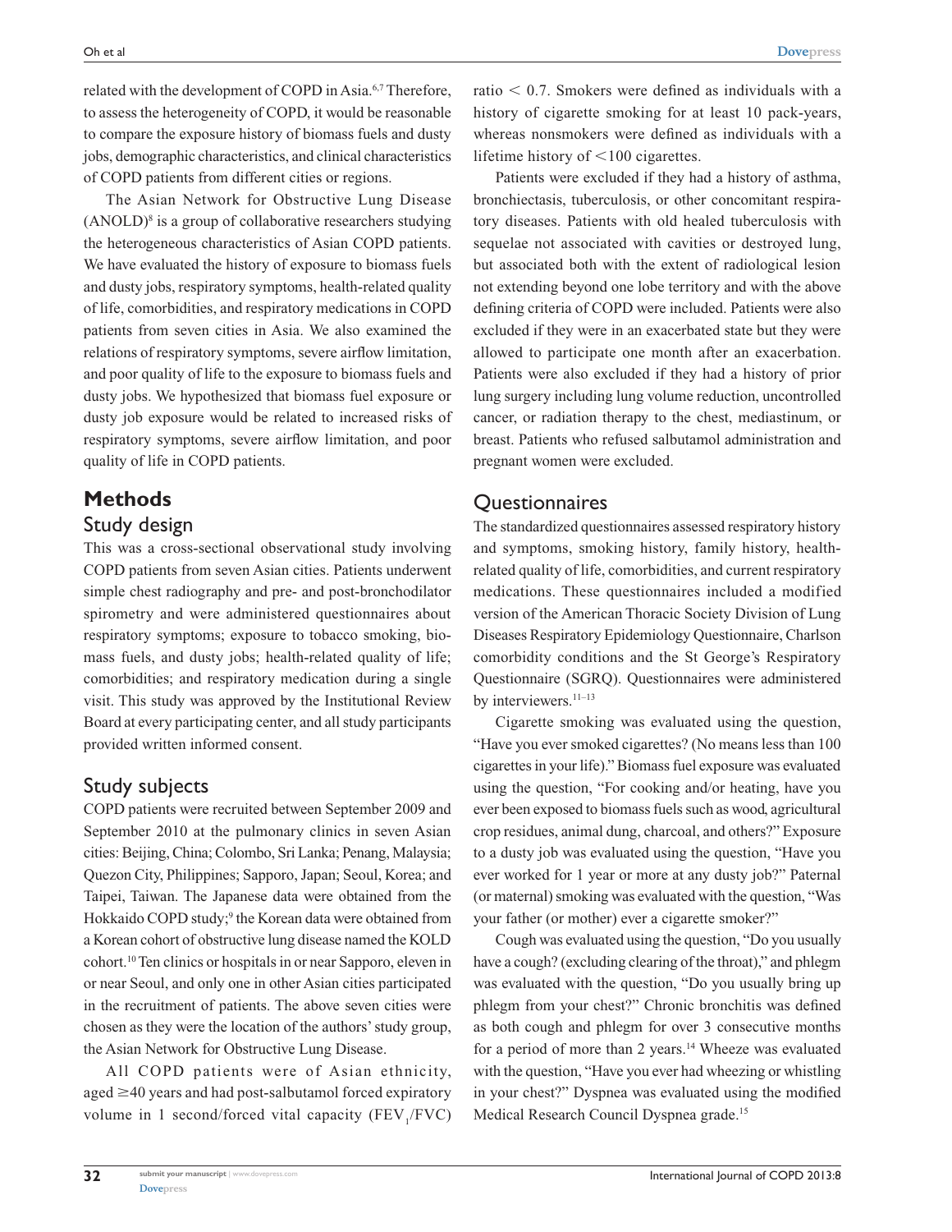related with the development of COPD in Asia.[6,7] Therefore, to assess the heterogeneity of COPD, it would be reasonable to compare the exposure history of biomass fuels and dusty jobs, demographic characteristics, and clinical characteristics of COPD patients from different cities or regions.

The Asian Network for Obstructive Lung Disease (ANOLD)[8] is a group of collaborative researchers studying the heterogeneous characteristics of Asian COPD patients. We have evaluated the history of exposure to biomass fuels and dusty jobs, respiratory symptoms, health-related quality of life, comorbidities, and respiratory medications in COPD patients from seven cities in Asia. We also examined the relations of respiratory symptoms, severe airflow limitation, and poor quality of life to the exposure to biomass fuels and dusty jobs. We hypothesized that biomass fuel exposure or dusty job exposure would be related to increased risks of respiratory symptoms, severe airflow limitation, and poor quality of life in COPD patients.

# Methods

## Study design

This was a cross-sectional observational study involving COPD patients from seven Asian cities. Patients underwent simple chest radiography and pre- and post-bronchodilator spirometry and were administered questionnaires about respiratory symptoms; exposure to tobacco smoking, biomass fuels, and dusty jobs; health-related quality of life; comorbidities; and respiratory medication during a single visit. This study was approved by the Institutional Review Board at every participating center, and all study participants provided written informed consent.

## Study subjects

COPD patients were recruited between September 2009 and September 2010 at the pulmonary clinics in seven Asian cities: Beijing, China; Colombo, Sri Lanka; Penang, Malaysia; Quezon City, Philippines; Sapporo, Japan; Seoul, Korea; and Taipei, Taiwan. The Japanese data were obtained from the Hokkaido COPD study;[9] the Korean data were obtained from a Korean cohort of obstructive lung disease named the KOLD cohort.[10] Ten clinics or hospitals in or near Sapporo, eleven in or near Seoul, and only one in other Asian cities participated in the recruitment of patients. The above seven cities were chosen as they were the location of the authors' study group, the Asian Network for Obstructive Lung Disease.

All COPD patients were of Asian ethnicity, aged ≥40 years and had post-salbutamol forced expiratory volume in 1 second/forced vital capacity ($FEV_1$/FVC) ratio $< 0.7$. Smokers were defined as individuals with a history of cigarette smoking for at least 10 pack-years, whereas nonsmokers were defined as individuals with a lifetime history of <100 cigarettes.

Patients were excluded if they had a history of asthma, bronchiectasis, tuberculosis, or other concomitant respiratory diseases. Patients with old healed tuberculosis with sequelae not associated with cavities or destroyed lung, but associated both with the extent of radiological lesion not extending beyond one lobe territory and with the above defining criteria of COPD were included. Patients were also excluded if they were in an exacerbated state but they were allowed to participate one month after an exacerbation. Patients were also excluded if they had a history of prior lung surgery including lung volume reduction, uncontrolled cancer, or radiation therapy to the chest, mediastinum, or breast. Patients who refused salbutamol administration and pregnant women were excluded.

## Questionnaires

The standardized questionnaires assessed respiratory history and symptoms, smoking history, family history, health-related quality of life, comorbidities, and current respiratory medications. These questionnaires included a modified version of the American Thoracic Society Division of Lung Diseases Respiratory Epidemiology Questionnaire, Charlson comorbidity conditions and the St George's Respiratory Questionnaire (SGRQ). Questionnaires were administered by interviewers.[11–13]

Cigarette smoking was evaluated using the question, "Have you ever smoked cigarettes? (No means less than 100 cigarettes in your life)." Biomass fuel exposure was evaluated using the question, "For cooking and/or heating, have you ever been exposed to biomass fuels such as wood, agricultural crop residues, animal dung, charcoal, and others?" Exposure to a dusty job was evaluated using the question, "Have you ever worked for 1 year or more at any dusty job?" Paternal (or maternal) smoking was evaluated with the question, "Was your father (or mother) ever a cigarette smoker?"

Cough was evaluated using the question, "Do you usually have a cough? (excluding clearing of the throat)," and phlegm was evaluated with the question, "Do you usually bring up phlegm from your chest?" Chronic bronchitis was defined as both cough and phlegm for over 3 consecutive months for a period of more than 2 years.[14] Wheeze was evaluated with the question, "Have you ever had wheezing or whistling in your chest?" Dyspnea was evaluated using the modified Medical Research Council Dyspnea grade.[15]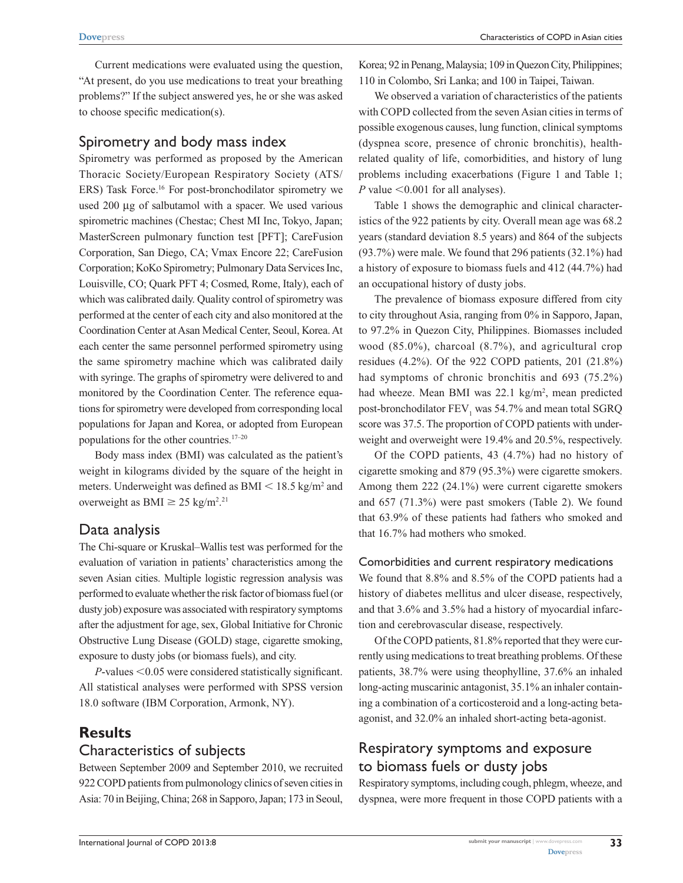Current medications were evaluated using the question, "At present, do you use medications to treat your breathing problems?" If the subject answered yes, he or she was asked to choose specific medication(s).

## Spirometry and body mass index

Spirometry was performed as proposed by the American Thoracic Society/European Respiratory Society (ATS/ERS) Task Force.[16] For post-bronchodilator spirometry we used 200 μg of salbutamol with a spacer. We used various spirometric machines (Chestac; Chest MI Inc, Tokyo, Japan; MasterScreen pulmonary function test [PFT]; CareFusion Corporation, San Diego, CA; Vmax Encore 22; CareFusion Corporation; KoKo Spirometry; Pulmonary Data Services Inc, Louisville, CO; Quark PFT 4; Cosmed, Rome, Italy), each of which was calibrated daily. Quality control of spirometry was performed at the center of each city and also monitored at the Coordination Center at Asan Medical Center, Seoul, Korea. At each center the same personnel performed spirometry using the same spirometry machine which was calibrated daily with syringe. The graphs of spirometry were delivered to and monitored by the Coordination Center. The reference equations for spirometry were developed from corresponding local populations for Japan and Korea, or adopted from European populations for the other countries.[17–20]

Body mass index (BMI) was calculated as the patient's weight in kilograms divided by the square of the height in meters. Underweight was defined as BMI $< 18.5$ kg/m$^2$ and overweight as BMI $\geq 25$ kg/m$^2$.[21]

## Data analysis

The Chi-square or Kruskal–Wallis test was performed for the evaluation of variation in patients' characteristics among the seven Asian cities. Multiple logistic regression analysis was performed to evaluate whether the risk factor of biomass fuel (or dusty job) exposure was associated with respiratory symptoms after the adjustment for age, sex, Global Initiative for Chronic Obstructive Lung Disease (GOLD) stage, cigarette smoking, exposure to dusty jobs (or biomass fuels), and city.

*P*-values $<0.05$ were considered statistically significant. All statistical analyses were performed with SPSS version 18.0 software (IBM Corporation, Armonk, NY).

# Results

## Characteristics of subjects

Between September 2009 and September 2010, we recruited 922 COPD patients from pulmonology clinics of seven cities in Asia: 70 in Beijing, China; 268 in Sapporo, Japan; 173 in Seoul, Korea; 92 in Penang, Malaysia; 109 in Quezon City, Philippines; 110 in Colombo, Sri Lanka; and 100 in Taipei, Taiwan.

We observed a variation of characteristics of the patients with COPD collected from the seven Asian cities in terms of possible exogenous causes, lung function, clinical symptoms (dyspnea score, presence of chronic bronchitis), health-related quality of life, comorbidities, and history of lung problems including exacerbations (Figure 1 and Table 1; *P* value $<0.001$ for all analyses).

Table 1 shows the demographic and clinical characteristics of the 922 patients by city. Overall mean age was 68.2 years (standard deviation 8.5 years) and 864 of the subjects (93.7%) were male. We found that 296 patients (32.1%) had a history of exposure to biomass fuels and 412 (44.7%) had an occupational history of dusty jobs.

The prevalence of biomass exposure differed from city to city throughout Asia, ranging from 0% in Sapporo, Japan, to 97.2% in Quezon City, Philippines. Biomasses included wood (85.0%), charcoal (8.7%), and agricultural crop residues (4.2%). Of the 922 COPD patients, 201 (21.8%) had symptoms of chronic bronchitis and 693 (75.2%) had wheeze. Mean BMI was 22.1 kg/m$^2$, mean predicted post-bronchodilator $FEV_1$ was 54.7% and mean total SGRQ score was 37.5. The proportion of COPD patients with underweight and overweight were 19.4% and 20.5%, respectively.

Of the COPD patients, 43 (4.7%) had no history of cigarette smoking and 879 (95.3%) were cigarette smokers. Among them 222 (24.1%) were current cigarette smokers and 657 (71.3%) were past smokers (Table 2). We found that 63.9% of these patients had fathers who smoked and that 16.7% had mothers who smoked.

### Comorbidities and current respiratory medications

We found that 8.8% and 8.5% of the COPD patients had a history of diabetes mellitus and ulcer disease, respectively, and that 3.6% and 3.5% had a history of myocardial infarction and cerebrovascular disease, respectively.

Of the COPD patients, 81.8% reported that they were currently using medications to treat breathing problems. Of these patients, 38.7% were using theophylline, 37.6% an inhaled long-acting muscarinic antagonist, 35.1% an inhaler containing a combination of a corticosteroid and a long-acting beta-agonist, and 32.0% an inhaled short-acting beta-agonist.

## Respiratory symptoms and exposure to biomass fuels or dusty jobs

Respiratory symptoms, including cough, phlegm, wheeze, and dyspnea, were more frequent in those COPD patients with a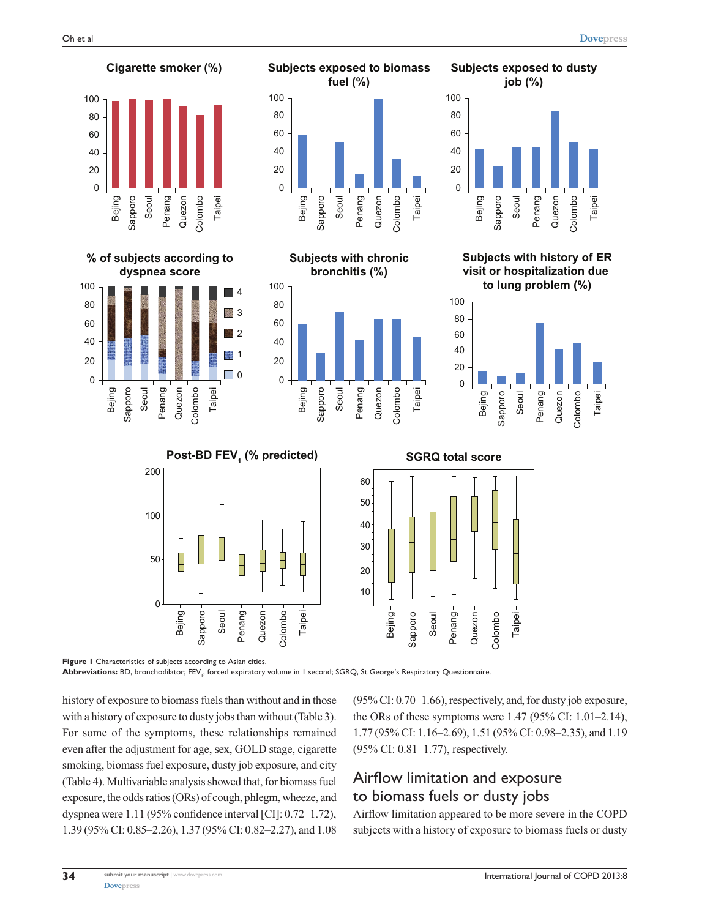**Figure 1** Characteristics of subjects according to Asian cities.

**Abbreviations:** BD, bronchodilator; $FEV_1$, forced expiratory volume in 1 second; SGRQ, St George's Respiratory Questionnaire.

history of exposure to biomass fuels than without and in those with a history of exposure to dusty jobs than without (Table 3). For some of the symptoms, these relationships remained even after the adjustment for age, sex, GOLD stage, cigarette smoking, biomass fuel exposure, dusty job exposure, and city (Table 4). Multivariable analysis showed that, for biomass fuel exposure, the odds ratios (ORs) of cough, phlegm, wheeze, and dyspnea were 1.11 (95% confidence interval [CI]: 0.72–1.72), 1.39 (95% CI: 0.85–2.26), 1.37 (95% CI: 0.82–2.27), and 1.08 (95% CI: 0.70–1.66), respectively, and, for dusty job exposure, the ORs of these symptoms were 1.47 (95% CI: 1.01–2.14), 1.77 (95% CI: 1.16–2.69), 1.51 (95% CI: 0.98–2.35), and 1.19 (95% CI: 0.81–1.77), respectively.

## Airflow limitation and exposure to biomass fuels or dusty jobs

Airflow limitation appeared to be more severe in the COPD subjects with a history of exposure to biomass fuels or dusty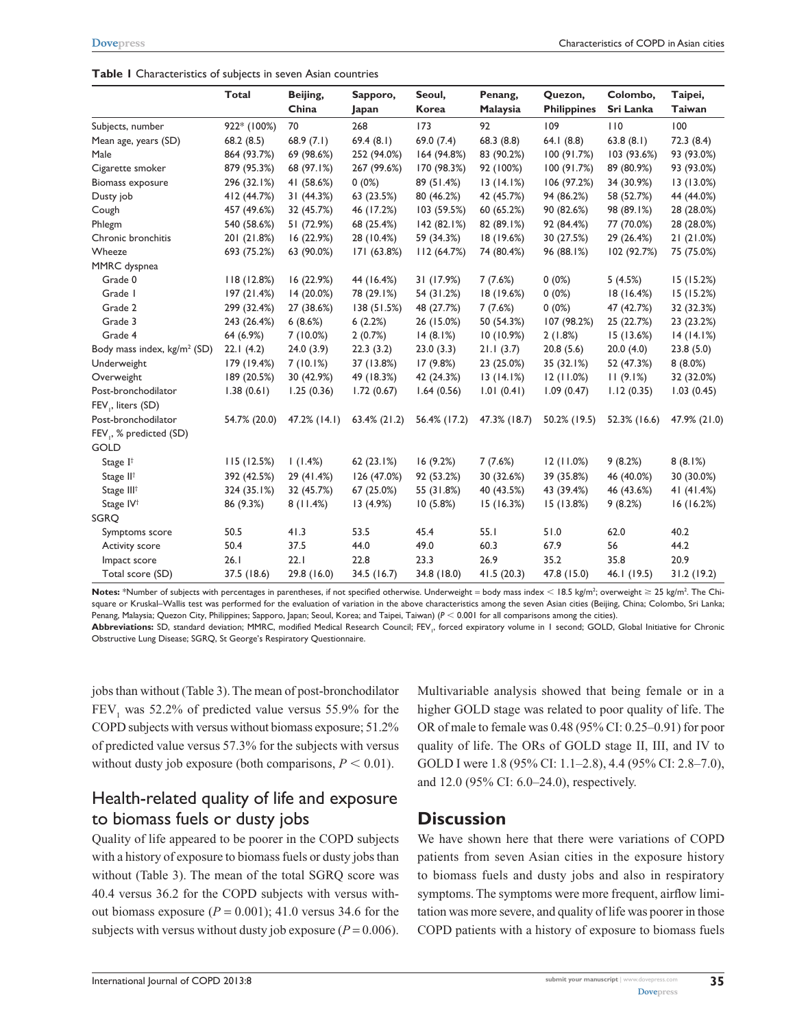**Table 1** Characteristics of subjects in seven Asian countries

| | Total | Beijing, China | Sapporo, Japan | Seoul, Korea | Penang, Malaysia | Quezon, Philippines | Colombo, Sri Lanka | Taipei, Taiwan |
|---|---|---|---|---|---|---|---|---|
| Subjects, number | 922* (100%) | 70 | 268 | 173 | 92 | 109 | 110 | 100 |
| Mean age, years (SD) | 68.2 (8.5) | 68.9 (7.1) | 69.4 (8.1) | 69.0 (7.4) | 68.3 (8.8) | 64.1 (8.8) | 63.8 (8.1) | 72.3 (8.4) |
| Male | 864 (93.7%) | 69 (98.6%) | 252 (94.0%) | 164 (94.8%) | 83 (90.2%) | 100 (91.7%) | 103 (93.6%) | 93 (93.0%) |
| Cigarette smoker | 879 (95.3%) | 68 (97.1%) | 267 (99.6%) | 170 (98.3%) | 92 (100%) | 100 (91.7%) | 89 (80.9%) | 93 (93.0%) |
| Biomass exposure | 296 (32.1%) | 41 (58.6%) | 0 (0%) | 89 (51.4%) | 13 (14.1%) | 106 (97.2%) | 34 (30.9%) | 13 (13.0%) |
| Dusty job | 412 (44.7%) | 31 (44.3%) | 63 (23.5%) | 80 (46.2%) | 42 (45.7%) | 94 (86.2%) | 58 (52.7%) | 44 (44.0%) |
| Cough | 457 (49.6%) | 32 (45.7%) | 46 (17.2%) | 103 (59.5%) | 60 (65.2%) | 90 (82.6%) | 98 (89.1%) | 28 (28.0%) |
| Phlegm | 540 (58.6%) | 51 (72.9%) | 68 (25.4%) | 142 (82.1%) | 82 (89.1%) | 92 (84.4%) | 77 (70.0%) | 28 (28.0%) |
| Chronic bronchitis | 201 (21.8%) | 16 (22.9%) | 28 (10.4%) | 59 (34.3%) | 18 (19.6%) | 30 (27.5%) | 29 (26.4%) | 21 (21.0%) |
| Wheeze | 693 (75.2%) | 63 (90.0%) | 171 (63.8%) | 112 (64.7%) | 74 (80.4%) | 96 (88.1%) | 102 (92.7%) | 75 (75.0%) |
| MMRC dyspnea | | | | | | | | |
| Grade 0 | 118 (12.8%) | 16 (22.9%) | 44 (16.4%) | 31 (17.9%) | 7 (7.6%) | 0 (0%) | 5 (4.5%) | 15 (15.2%) |
| Grade 1 | 197 (21.4%) | 14 (20.0%) | 78 (29.1%) | 54 (31.2%) | 18 (19.6%) | 0 (0%) | 18 (16.4%) | 15 (15.2%) |
| Grade 2 | 299 (32.4%) | 27 (38.6%) | 138 (51.5%) | 48 (27.7%) | 7 (7.6%) | 0 (0%) | 47 (42.7%) | 32 (32.3%) |
| Grade 3 | 243 (26.4%) | 6 (8.6%) | 6 (2.2%) | 26 (15.0%) | 50 (54.3%) | 107 (98.2%) | 25 (22.7%) | 23 (23.2%) |
| Grade 4 | 64 (6.9%) | 7 (10.0%) | 2 (0.7%) | 14 (8.1%) | 10 (10.9%) | 2 (1.8%) | 15 (13.6%) | 14 (14.1%) |
| Body mass index, kg/m² (SD) | 22.1 (4.2) | 24.0 (3.9) | 22.3 (3.2) | 23.0 (3.3) | 21.1 (3.7) | 20.8 (5.6) | 20.0 (4.0) | 23.8 (5.0) |
| Underweight | 179 (19.4%) | 7 (10.1%) | 37 (13.8%) | 17 (9.8%) | 23 (25.0%) | 35 (32.1%) | 52 (47.3%) | 8 (8.0%) |
| Overweight | 189 (20.5%) | 30 (42.9%) | 49 (18.3%) | 42 (24.3%) | 13 (14.1%) | 12 (11.0%) | 11 (9.1%) | 32 (32.0%) |
| Post-bronchodilator $FEV_1$, liters (SD) | 1.38 (0.61) | 1.25 (0.36) | 1.72 (0.67) | 1.64 (0.56) | 1.01 (0.41) | 1.09 (0.47) | 1.12 (0.35) | 1.03 (0.45) |
| Post-bronchodilator $FEV_1$, % predicted (SD) | 54.7% (20.0) | 47.2% (14.1) | 63.4% (21.2) | 56.4% (17.2) | 47.3% (18.7) | 50.2% (19.5) | 52.3% (16.6) | 47.9% (21.0) |
| GOLD | | | | | | | | |
| Stage I[†] | 115 (12.5%) | 1 (1.4%) | 62 (23.1%) | 16 (9.2%) | 7 (7.6%) | 12 (11.0%) | 9 (8.2%) | 8 (8.1%) |
| Stage II[†] | 392 (42.5%) | 29 (41.4%) | 126 (47.0%) | 92 (53.2%) | 30 (32.6%) | 39 (35.8%) | 46 (40.0%) | 30 (30.0%) |
| Stage III[†] | 324 (35.1%) | 32 (45.7%) | 67 (25.0%) | 55 (31.8%) | 40 (43.5%) | 43 (39.4%) | 46 (43.6%) | 41 (41.4%) |
| Stage IV[†] | 86 (9.3%) | 8 (11.4%) | 13 (4.9%) | 10 (5.8%) | 15 (16.3%) | 15 (13.8%) | 9 (8.2%) | 16 (16.2%) |
| SGRQ | | | | | | | | |
| Symptoms score | 50.5 | 41.3 | 53.5 | 45.4 | 55.1 | 51.0 | 62.0 | 40.2 |
| Activity score | 50.4 | 37.5 | 44.0 | 49.0 | 60.3 | 67.9 | 56 | 44.2 |
| Impact score | 26.1 | 22.1 | 22.8 | 23.3 | 26.9 | 35.2 | 35.8 | 20.9 |
| Total score (SD) | 37.5 (18.6) | 29.8 (16.0) | 34.5 (16.7) | 34.8 (18.0) | 41.5 (20.3) | 47.8 (15.0) | 46.1 (19.5) | 31.2 (19.2) |

**Notes:** *Number of subjects with percentages in parentheses, if not specified otherwise. Underweight = body mass index < 18.5 kg/m²; overweight ≥ 25 kg/m². The Chi-square or Kruskal–Wallis test was performed for the evaluation of variation in the above characteristics among the seven Asian cities (Beijing, China; Colombo, Sri Lanka; Penang, Malaysia; Quezon City, Philippines; Sapporo, Japan; Seoul, Korea; and Taipei, Taiwan) ($P < 0.001$ for all comparisons among the cities).

**Abbreviations:** SD, standard deviation; MMRC, modified Medical Research Council; $FEV_1$, forced expiratory volume in 1 second; GOLD, Global Initiative for Chronic Obstructive Lung Disease; SGRQ, St George's Respiratory Questionnaire.

jobs than without (Table 3). The mean of post-bronchodilator $FEV_1$ was 52.2% of predicted value versus 55.9% for the COPD subjects with versus without biomass exposure; 51.2% of predicted value versus 57.3% for the subjects with versus without dusty job exposure (both comparisons, $P < 0.01$).

## Health-related quality of life and exposure to biomass fuels or dusty jobs

Quality of life appeared to be poorer in the COPD subjects with a history of exposure to biomass fuels or dusty jobs than without (Table 3). The mean of the total SGRQ score was 40.4 versus 36.2 for the COPD subjects with versus without biomass exposure ($P = 0.001$); 41.0 versus 34.6 for the subjects with versus without dusty job exposure ($P = 0.006$). Multivariable analysis showed that being female or in a higher GOLD stage was related to poor quality of life. The OR of male to female was 0.48 (95% CI: 0.25–0.91) for poor quality of life. The ORs of GOLD stage II, III, and IV to GOLD I were 1.8 (95% CI: 1.1–2.8), 4.4 (95% CI: 2.8–7.0), and 12.0 (95% CI: 6.0–24.0), respectively.

## Discussion

We have shown here that there were variations of COPD patients from seven Asian cities in the exposure history to biomass fuels and dusty jobs and also in respiratory symptoms. The symptoms were more frequent, airflow limitation was more severe, and quality of life was poorer in those COPD patients with a history of exposure to biomass fuels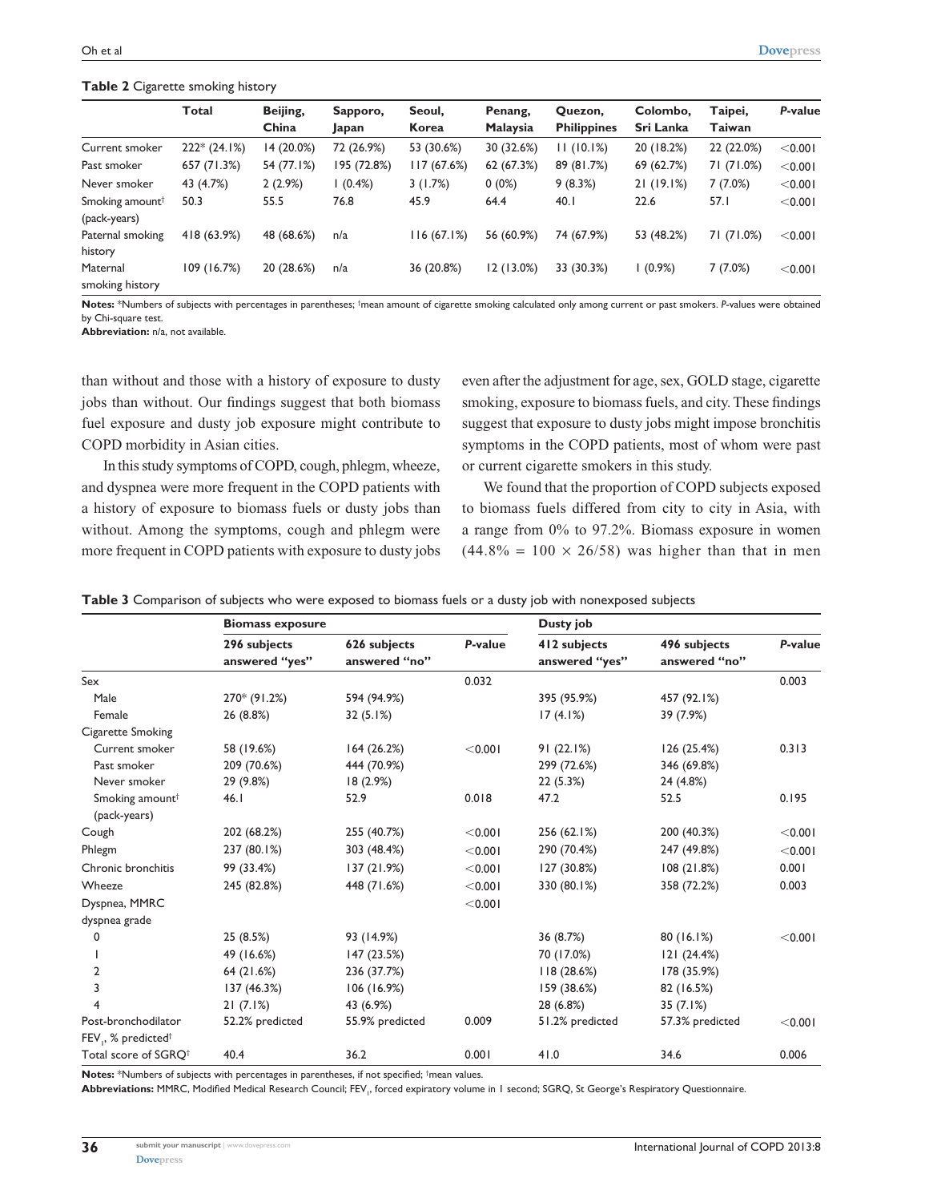**Table 2** Cigarette smoking history

| | Total | Beijing, China | Sapporo, Japan | Seoul, Korea | Penang, Malaysia | Quezon, Philippines | Colombo, Sri Lanka | Taipei, Taiwan | *P*-value |
|---|---|---|---|---|---|---|---|---|---|
| Current smoker | 222* (24.1%) | 14 (20.0%) | 72 (26.9%) | 53 (30.6%) | 30 (32.6%) | 11 (10.1%) | 20 (18.2%) | 22 (22.0%) | <0.001 |
| Past smoker | 657 (71.3%) | 54 (77.1%) | 195 (72.8%) | 117 (67.6%) | 62 (67.3%) | 89 (81.7%) | 69 (62.7%) | 71 (71.0%) | <0.001 |
| Never smoker | 43 (4.7%) | 2 (2.9%) | 1 (0.4%) | 3 (1.7%) | 0 (0%) | 9 (8.3%) | 21 (19.1%) | 7 (7.0%) | <0.001 |
| Smoking amount[†] (pack-years) | 50.3 | 55.5 | 76.8 | 45.9 | 64.4 | 40.1 | 22.6 | 57.1 | <0.001 |
| Paternal smoking history | 418 (63.9%) | 48 (68.6%) | n/a | 116 (67.1%) | 56 (60.9%) | 74 (67.9%) | 53 (48.2%) | 71 (71.0%) | <0.001 |
| Maternal smoking history | 109 (16.7%) | 20 (28.6%) | n/a | 36 (20.8%) | 12 (13.0%) | 33 (30.3%) | 1 (0.9%) | 7 (7.0%) | <0.001 |

**Notes:** *Numbers of subjects with percentages in parentheses; [†]mean amount of cigarette smoking calculated only among current or past smokers. *P*-values were obtained by Chi-square test.
**Abbreviation:** n/a, not available.

than without and those with a history of exposure to dusty jobs than without. Our findings suggest that both biomass fuel exposure and dusty job exposure might contribute to COPD morbidity in Asian cities.

In this study symptoms of COPD, cough, phlegm, wheeze, and dyspnea were more frequent in the COPD patients with a history of exposure to biomass fuels or dusty jobs than without. Among the symptoms, cough and phlegm were more frequent in COPD patients with exposure to dusty jobs even after the adjustment for age, sex, GOLD stage, cigarette smoking, exposure to biomass fuels, and city. These findings suggest that exposure to dusty jobs might impose bronchitis symptoms in the COPD patients, most of whom were past or current cigarette smokers in this study.

We found that the proportion of COPD subjects exposed to biomass fuels differed from city to city in Asia, with a range from 0% to 97.2%. Biomass exposure in women ($44.8\% = 100 \times 26/58$) was higher than that in men

**Table 3** Comparison of subjects who were exposed to biomass fuels or a dusty job with nonexposed subjects

| | Biomass exposure | | | Dusty job | | |
|---|---|---|---|---|---|---|
| | 296 subjects answered "yes" | 626 subjects answered "no" | *P*-value | 412 subjects answered "yes" | 496 subjects answered "no" | *P*-value |
| Sex | | | 0.032 | | | 0.003 |
| Male | 270* (91.2%) | 594 (94.9%) | | 395 (95.9%) | 457 (92.1%) | |
| Female | 26 (8.8%) | 32 (5.1%) | | 17 (4.1%) | 39 (7.9%) | |
| Cigarette Smoking | | | | | | |
| Current smoker | 58 (19.6%) | 164 (26.2%) | <0.001 | 91 (22.1%) | 126 (25.4%) | 0.313 |
| Past smoker | 209 (70.6%) | 444 (70.9%) | | 299 (72.6%) | 346 (69.8%) | |
| Never smoker | 29 (9.8%) | 18 (2.9%) | | 22 (5.3%) | 24 (4.8%) | |
| Smoking amount[†] (pack-years) | 46.1 | 52.9 | 0.018 | 47.2 | 52.5 | 0.195 |
| Cough | 202 (68.2%) | 255 (40.7%) | <0.001 | 256 (62.1%) | 200 (40.3%) | <0.001 |
| Phlegm | 237 (80.1%) | 303 (48.4%) | <0.001 | 290 (70.4%) | 247 (49.8%) | <0.001 |
| Chronic bronchitis | 99 (33.4%) | 137 (21.9%) | <0.001 | 127 (30.8%) | 108 (21.8%) | 0.001 |
| Wheeze | 245 (82.8%) | 448 (71.6%) | <0.001 | 330 (80.1%) | 358 (72.2%) | 0.003 |
| Dyspnea, MMRC dyspnea grade | | | <0.001 | | | |
| 0 | 25 (8.5%) | 93 (14.9%) | | 36 (8.7%) | 80 (16.1%) | <0.001 |
| 1 | 49 (16.6%) | 147 (23.5%) | | 70 (17.0%) | 121 (24.4%) | |
| 2 | 64 (21.6%) | 236 (37.7%) | | 118 (28.6%) | 178 (35.9%) | |
| 3 | 137 (46.3%) | 106 (16.9%) | | 159 (38.6%) | 82 (16.5%) | |
| 4 | 21 (7.1%) | 43 (6.9%) | | 28 (6.8%) | 35 (7.1%) | |
| Post-bronchodilator $FEV_1$, % predicted[†] | 52.2% predicted | 55.9% predicted | 0.009 | 51.2% predicted | 57.3% predicted | <0.001 |
| Total score of SGRQ[†] | 40.4 | 36.2 | 0.001 | 41.0 | 34.6 | 0.006 |

**Notes:** *Numbers of subjects with percentages in parentheses, if not specified; [†]mean values.
**Abbreviations:** MMRC, Modified Medical Research Council; $FEV_1$, forced expiratory volume in 1 second; SGRQ, St George's Respiratory Questionnaire.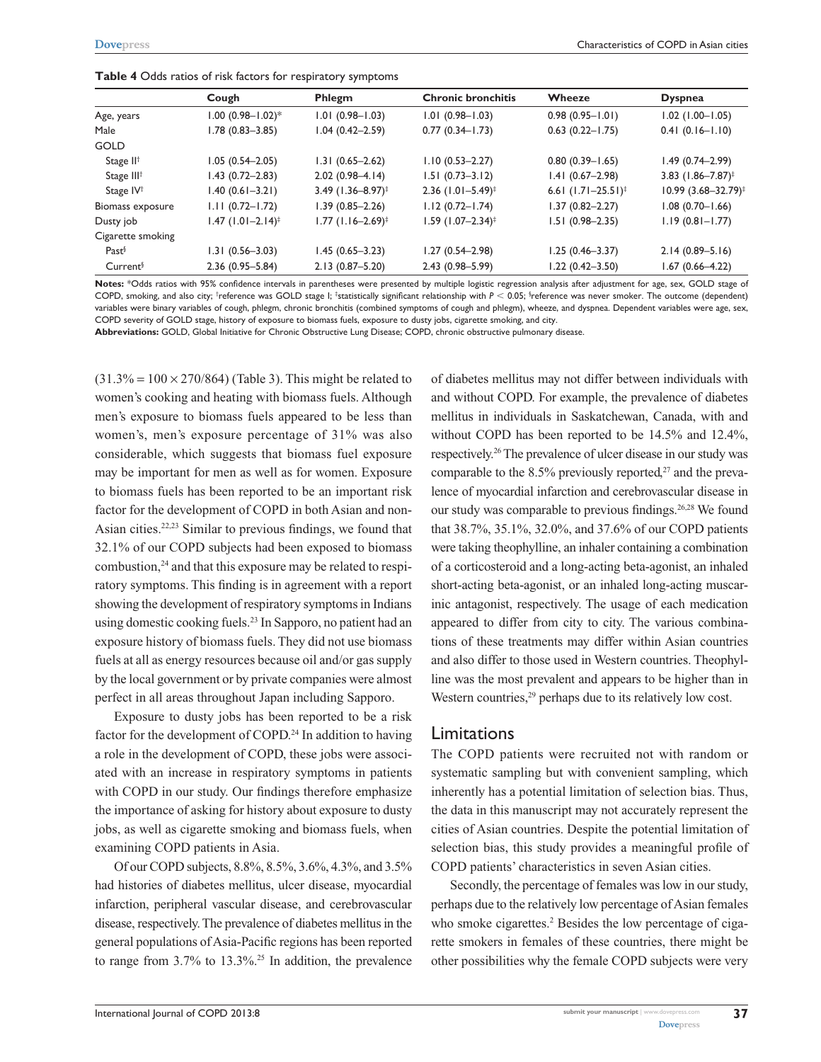**Table 4** Odds ratios of risk factors for respiratory symptoms

| | Cough | Phlegm | Chronic bronchitis | Wheeze | Dyspnea |
|---|---|---|---|---|---|
| Age, years | 1.00 (0.98–1.02)* | 1.01 (0.98–1.03) | 1.01 (0.98–1.03) | 0.98 (0.95–1.01) | 1.02 (1.00–1.05) |
| Male | 1.78 (0.83–3.85) | 1.04 (0.42–2.59) | 0.77 (0.34–1.73) | 0.63 (0.22–1.75) | 0.41 (0.16–1.10) |
| GOLD | | | | | |
| Stage II[†] | 1.05 (0.54–2.05) | 1.31 (0.65–2.62) | 1.10 (0.53–2.27) | 0.80 (0.39–1.65) | 1.49 (0.74–2.99) |
| Stage III[†] | 1.43 (0.72–2.83) | 2.02 (0.98–4.14) | 1.51 (0.73–3.12) | 1.41 (0.67–2.98) | 3.83 (1.86–7.87)[‡] |
| Stage IV[†] | 1.40 (0.61–3.21) | 3.49 (1.36–8.97)[‡] | 2.36 (1.01–5.49)[‡] | 6.61 (1.71–25.51)[‡] | 10.99 (3.68–32.79)[‡] |
| Biomass exposure | 1.11 (0.72–1.72) | 1.39 (0.85–2.26) | 1.12 (0.72–1.74) | 1.37 (0.82–2.27) | 1.08 (0.70–1.66) |
| Dusty job | 1.47 (1.01–2.14)[‡] | 1.77 (1.16–2.69)[‡] | 1.59 (1.07–2.34)[‡] | 1.51 (0.98–2.35) | 1.19 (0.81–1.77) |
| Cigarette smoking | | | | | |
| Past[§] | 1.31 (0.56–3.03) | 1.45 (0.65–3.23) | 1.27 (0.54–2.98) | 1.25 (0.46–3.37) | 2.14 (0.89–5.16) |
| Current[§] | 2.36 (0.95–5.84) | 2.13 (0.87–5.20) | 2.43 (0.98–5.99) | 1.22 (0.42–3.50) | 1.67 (0.66–4.22) |

**Notes:** *Odds ratios with 95% confidence intervals in parentheses were presented by multiple logistic regression analysis after adjustment for age, sex, GOLD stage of COPD, smoking, and also city; [†]reference was GOLD stage I; [‡]statistically significant relationship with $P < 0.05$; [§]reference was never smoker. The outcome (dependent) variables were binary variables of cough, phlegm, chronic bronchitis (combined symptoms of cough and phlegm), wheeze, and dyspnea. Dependent variables were age, sex, COPD severity of GOLD stage, history of exposure to biomass fuels, exposure to dusty jobs, cigarette smoking, and city.

**Abbreviations:** GOLD, Global Initiative for Chronic Obstructive Lung Disease; COPD, chronic obstructive pulmonary disease.

($31.3\% = 100 \times 270/864$) (Table 3). This might be related to women's cooking and heating with biomass fuels. Although men's exposure to biomass fuels appeared to be less than women's, men's exposure percentage of 31% was also considerable, which suggests that biomass fuel exposure may be important for men as well as for women. Exposure to biomass fuels has been reported to be an important risk factor for the development of COPD in both Asian and non-Asian cities.[22,23] Similar to previous findings, we found that 32.1% of our COPD subjects had been exposed to biomass combustion,[24] and that this exposure may be related to respiratory symptoms. This finding is in agreement with a report showing the development of respiratory symptoms in Indians using domestic cooking fuels.[23] In Sapporo, no patient had an exposure history of biomass fuels. They did not use biomass fuels at all as energy resources because oil and/or gas supply by the local government or by private companies were almost perfect in all areas throughout Japan including Sapporo.

Exposure to dusty jobs has been reported to be a risk factor for the development of COPD.[24] In addition to having a role in the development of COPD, these jobs were associated with an increase in respiratory symptoms in patients with COPD in our study. Our findings therefore emphasize the importance of asking for history about exposure to dusty jobs, as well as cigarette smoking and biomass fuels, when examining COPD patients in Asia.

Of our COPD subjects, 8.8%, 8.5%, 3.6%, 4.3%, and 3.5% had histories of diabetes mellitus, ulcer disease, myocardial infarction, peripheral vascular disease, and cerebrovascular disease, respectively. The prevalence of diabetes mellitus in the general populations of Asia-Pacific regions has been reported to range from 3.7% to 13.3%.[25] In addition, the prevalence of diabetes mellitus may not differ between individuals with and without COPD. For example, the prevalence of diabetes mellitus in individuals in Saskatchewan, Canada, with and without COPD has been reported to be 14.5% and 12.4%, respectively.[26] The prevalence of ulcer disease in our study was comparable to the 8.5% previously reported,[27] and the prevalence of myocardial infarction and cerebrovascular disease in our study was comparable to previous findings.[26,28] We found that 38.7%, 35.1%, 32.0%, and 37.6% of our COPD patients were taking theophylline, an inhaler containing a combination of a corticosteroid and a long-acting beta-agonist, an inhaled short-acting beta-agonist, or an inhaled long-acting muscarinic antagonist, respectively. The usage of each medication appeared to differ from city to city. The various combinations of these treatments may differ within Asian countries and also differ to those used in Western countries. Theophylline was the most prevalent and appears to be higher than in Western countries,[29] perhaps due to its relatively low cost.

## Limitations

The COPD patients were recruited not with random or systematic sampling but with convenient sampling, which inherently has a potential limitation of selection bias. Thus, the data in this manuscript may not accurately represent the cities of Asian countries. Despite the potential limitation of selection bias, this study provides a meaningful profile of COPD patients' characteristics in seven Asian cities.

Secondly, the percentage of females was low in our study, perhaps due to the relatively low percentage of Asian females who smoke cigarettes.[2] Besides the low percentage of cigarette smokers in females of these countries, there might be other possibilities why the female COPD subjects were very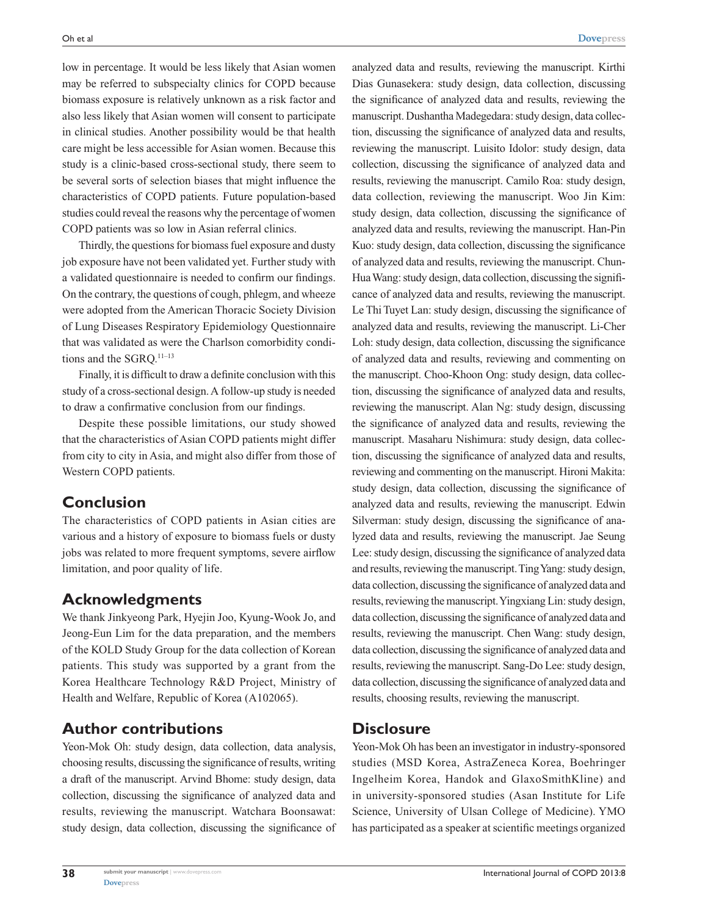low in percentage. It would be less likely that Asian women may be referred to subspecialty clinics for COPD because biomass exposure is relatively unknown as a risk factor and also less likely that Asian women will consent to participate in clinical studies. Another possibility would be that health care might be less accessible for Asian women. Because this study is a clinic-based cross-sectional study, there seem to be several sorts of selection biases that might influence the characteristics of COPD patients. Future population-based studies could reveal the reasons why the percentage of women COPD patients was so low in Asian referral clinics.

Thirdly, the questions for biomass fuel exposure and dusty job exposure have not been validated yet. Further study with a validated questionnaire is needed to confirm our findings. On the contrary, the questions of cough, phlegm, and wheeze were adopted from the American Thoracic Society Division of Lung Diseases Respiratory Epidemiology Questionnaire that was validated as were the Charlson comorbidity conditions and the SGRQ.[11–13]

Finally, it is difficult to draw a definite conclusion with this study of a cross-sectional design. A follow-up study is needed to draw a confirmative conclusion from our findings.

Despite these possible limitations, our study showed that the characteristics of Asian COPD patients might differ from city to city in Asia, and might also differ from those of Western COPD patients.

## Conclusion

The characteristics of COPD patients in Asian cities are various and a history of exposure to biomass fuels or dusty jobs was related to more frequent symptoms, severe airflow limitation, and poor quality of life.

## Acknowledgments

We thank Jinkyeong Park, Hyejin Joo, Kyung-Wook Jo, and Jeong-Eun Lim for the data preparation, and the members of the KOLD Study Group for the data collection of Korean patients. This study was supported by a grant from the Korea Healthcare Technology R&D Project, Ministry of Health and Welfare, Republic of Korea (A102065).

## Author contributions

Yeon-Mok Oh: study design, data collection, data analysis, choosing results, discussing the significance of results, writing a draft of the manuscript. Arvind Bhome: study design, data collection, discussing the significance of analyzed data and results, reviewing the manuscript. Watchara Boonsawat: study design, data collection, discussing the significance of analyzed data and results, reviewing the manuscript. Kirthi Dias Gunasekera: study design, data collection, discussing the significance of analyzed data and results, reviewing the manuscript. Dushantha Madegedara: study design, data collection, discussing the significance of analyzed data and results, reviewing the manuscript. Luisito Idolor: study design, data collection, discussing the significance of analyzed data and results, reviewing the manuscript. Camilo Roa: study design, data collection, reviewing the manuscript. Woo Jin Kim: study design, data collection, discussing the significance of analyzed data and results, reviewing the manuscript. Han-Pin Kuo: study design, data collection, discussing the significance of analyzed data and results, reviewing the manuscript. Chun-Hua Wang: study design, data collection, discussing the significance of analyzed data and results, reviewing the manuscript. Le Thi Tuyet Lan: study design, discussing the significance of analyzed data and results, reviewing the manuscript. Li-Cher Loh: study design, data collection, discussing the significance of analyzed data and results, reviewing and commenting on the manuscript. Choo-Khoon Ong: study design, data collection, discussing the significance of analyzed data and results, reviewing the manuscript. Alan Ng: study design, discussing the significance of analyzed data and results, reviewing the manuscript. Masaharu Nishimura: study design, data collection, discussing the significance of analyzed data and results, reviewing and commenting on the manuscript. Hironi Makita: study design, data collection, discussing the significance of analyzed data and results, reviewing the manuscript. Edwin Silverman: study design, discussing the significance of analyzed data and results, reviewing the manuscript. Jae Seung Lee: study design, discussing the significance of analyzed data and results, reviewing the manuscript. Ting Yang: study design, data collection, discussing the significance of analyzed data and results, reviewing the manuscript. Yingxiang Lin: study design, data collection, discussing the significance of analyzed data and results, reviewing the manuscript. Chen Wang: study design, data collection, discussing the significance of analyzed data and results, reviewing the manuscript. Sang-Do Lee: study design, data collection, discussing the significance of analyzed data and results, choosing results, reviewing the manuscript.

## Disclosure

Yeon-Mok Oh has been an investigator in industry-sponsored studies (MSD Korea, AstraZeneca Korea, Boehringer Ingelheim Korea, Handok and GlaxoSmithKline) and in university-sponsored studies (Asan Institute for Life Science, University of Ulsan College of Medicine). YMO has participated as a speaker at scientific meetings organized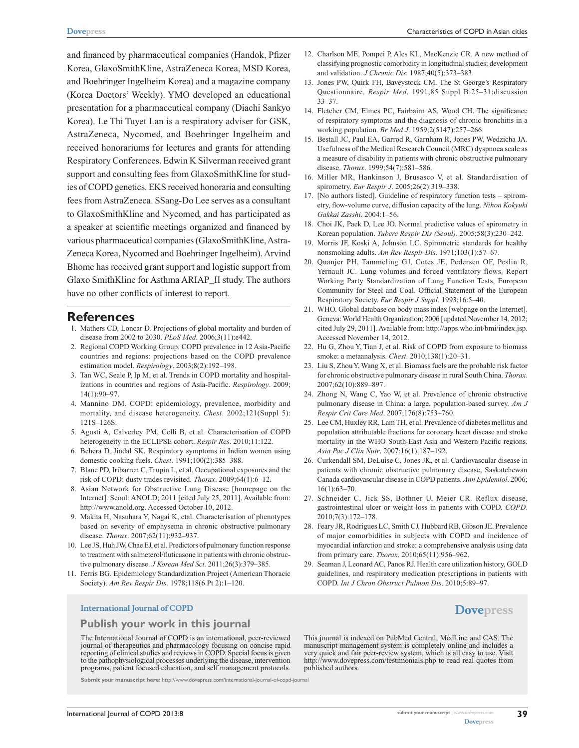and financed by pharmaceutical companies (Handok, Pfizer Korea, GlaxoSmithKline, AstraZeneca Korea, MSD Korea, and Boehringer Ingelheim Korea) and a magazine company (Korea Doctors' Weekly). YMO developed an educational presentation for a pharmaceutical company (Diachi Sankyo Korea). Le Thi Tuyet Lan is a respiratory adviser for GSK, AstraZeneca, Nycomed, and Boehringer Ingelheim and received honorariums for lectures and grants for attending Respiratory Conferences. Edwin K Silverman received grant support and consulting fees from GlaxoSmithKline for studies of COPD genetics. EKS received honoraria and consulting fees from AstraZeneca. SSang-Do Lee serves as a consultant to GlaxoSmithKline and Nycomed, and has participated as a speaker at scientific meetings organized and financed by various pharmaceutical companies (GlaxoSmithKline, AstraZeneca Korea, Nycomed and Boehringer Ingelheim). Arvind Bhome has received grant support and logistic support from Glaxo SmithKline for Asthma ARIAP_II study. The authors have no other conflicts of interest to report.

## References

1. Mathers CD, Loncar D. Projections of global mortality and burden of disease from 2002 to 2030. *PLoS Med*. 2006;3(11):e442.
2. Regional COPD Working Group. COPD prevalence in 12 Asia-Pacific countries and regions: projections based on the COPD prevalence estimation model. *Respirology*. 2003;8(2):192–198.
3. Tan WC, Seale P, Ip M, et al. Trends in COPD mortality and hospitalizations in countries and regions of Asia-Pacific. *Respirology*. 2009; 14(1):90–97.
4. Mannino DM. COPD: epidemiology, prevalence, morbidity and mortality, and disease heterogeneity. *Chest*. 2002;121(Suppl 5): 121S–126S.
5. Agusti A, Calverley PM, Celli B, et al. Characterisation of COPD heterogeneity in the ECLIPSE cohort. *Respir Res*. 2010;11:122.
6. Behera D, Jindal SK. Respiratory symptoms in Indian women using domestic cooking fuels. *Chest*. 1991;100(2):385–388.
7. Blanc PD, Iribarren C, Trupin L, et al. Occupational exposures and the risk of COPD: dusty trades revisited. *Thorax*. 2009;64(1):6–12.
8. Asian Network for Obstructive Lung Disease [homepage on the Internet]. Seoul: ANOLD; 2011 [cited July 25, 2011]. Available from: http://www.anold.org. Accessed October 10, 2012.
9. Makita H, Nasuhara Y, Nagai K, etal. Characterisation of phenotypes based on severity of emphysema in chronic obstructive pulmonary disease. *Thorax*. 2007;62(11):932–937.
10. Lee JS, Huh JW, Chae EJ, et al. Predictors of pulmonary function response to treatment with salmeterol/fluticasone in patients with chronic obstructive pulmonary disease. *J Korean Med Sci*. 2011;26(3):379–385.
11. Ferris BG. Epidemiology Standardization Project (American Thoracic Society). *Am Rev Respir Dis*. 1978;118(6 Pt 2):1–120.
12. Charlson ME, Pompei P, Ales KL, MacKenzie CR. A new method of classifying prognostic comorbidity in longitudinal studies: development and validation. *J Chronic Dis*. 1987;40(5):373–383.
13. Jones PW, Quirk FH, Baveystock CM. The St George's Respiratory Questionnaire. *Respir Med*. 1991;85 Suppl B:25–31;discussion 33–37.
14. Fletcher CM, Elmes PC, Fairbairn AS, Wood CH. The significance of respiratory symptoms and the diagnosis of chronic bronchitis in a working population. *Br Med J*. 1959;2(5147):257–266.
15. Bestall JC, Paul EA, Garrod R, Garnham R, Jones PW, Wedzicha JA. Usefulness of the Medical Research Council (MRC) dyspnoea scale as a measure of disability in patients with chronic obstructive pulmonary disease. *Thorax*. 1999;54(7):581–586.
16. Miller MR, Hankinson J, Brusasco V, et al. Standardisation of spirometry. *Eur Respir J*. 2005;26(2):319–338.
17. [No authors listed]. Guideline of respiratory function tests – spirometry, flow-volume curve, diffusion capacity of the lung. *Nihon Kokyuki Gakkai Zasshi*. 2004:1–56.
18. Choi JK, Paek D, Lee JO. Normal predictive values of spirometry in Korean population. *Tuberc Respir Dis (Seoul)*. 2005;58(3):230–242.
19. Morris JF, Koski A, Johnson LC. Spirometric standards for healthy nonsmoking adults. *Am Rev Respir Dis*. 1971;103(1):57–67.
20. Quanjer PH, Tammeling GJ, Cotes JE, Pedersen OF, Peslin R, Yernault JC. Lung volumes and forced ventilatory flows. Report Working Party Standardization of Lung Function Tests, European Community for Steel and Coal. Official Statement of the European Respiratory Society. *Eur Respir J Suppl*. 1993;16:5–40.
21. WHO. Global database on body mass index [webpage on the Internet]. Geneva: World Health Organization; 2006 [updated November 14, 2012; cited July 29, 2011]. Available from: http://apps.who.int/bmi/index.jsp. Accessed November 14, 2012.
22. Hu G, Zhou Y, Tian J, et al. Risk of COPD from exposure to biomass smoke: a metaanalysis. *Chest*. 2010;138(1):20–31.
23. Liu S, Zhou Y, Wang X, et al. Biomass fuels are the probable risk factor for chronic obstructive pulmonary disease in rural South China. *Thorax*. 2007;62(10):889–897.
24. Zhong N, Wang C, Yao W, et al. Prevalence of chronic obstructive pulmonary disease in China: a large, population-based survey. *Am J Respir Crit Care Med*. 2007;176(8):753–760.
25. Lee CM, Huxley RR, Lam TH, et al. Prevalence of diabetes mellitus and population attributable fractions for coronary heart disease and stroke mortality in the WHO South-East Asia and Western Pacific regions. *Asia Pac J Clin Nutr*. 2007;16(1):187–192.
26. Curkendall SM, DeLuise C, Jones JK, et al. Cardiovascular disease in patients with chronic obstructive pulmonary disease, Saskatchewan Canada cardiovascular disease in COPD patients. *Ann Epidemiol*. 2006; 16(1):63–70.
27. Schneider C, Jick SS, Bothner U, Meier CR. Reflux disease, gastrointestinal ulcer or weight loss in patients with COPD. *COPD*. 2010;7(3):172–178.
28. Feary JR, Rodrigues LC, Smith CJ, Hubbard RB, Gibson JE. Prevalence of major comorbidities in subjects with COPD and incidence of myocardial infarction and stroke: a comprehensive analysis using data from primary care. *Thorax*. 2010;65(11):956–962.
29. Seaman J, Leonard AC, Panos RJ. Health care utilization history, GOLD guidelines, and respiratory medication prescriptions in patients with COPD. *Int J Chron Obstruct Pulmon Dis*. 2010;5:89–97.

**International Journal of COPD**

**Publish your work in this journal**

The International Journal of COPD is an international, peer-reviewed journal of therapeutics and pharmacology focusing on concise rapid reporting of clinical studies and reviews in COPD. Special focus is given to the pathophysiological processes underlying the disease, intervention programs, patient focused education, and self management protocols. This journal is indexed on PubMed Central, MedLine and CAS. The manuscript management system is completely online and includes a very quick and fair peer-review system, which is all easy to use. Visit http://www.dovepress.com/testimonials.php to read real quotes from published authors.

**Submit your manuscript here:** http://www.dovepress.com/international-journal-of-copd-journal